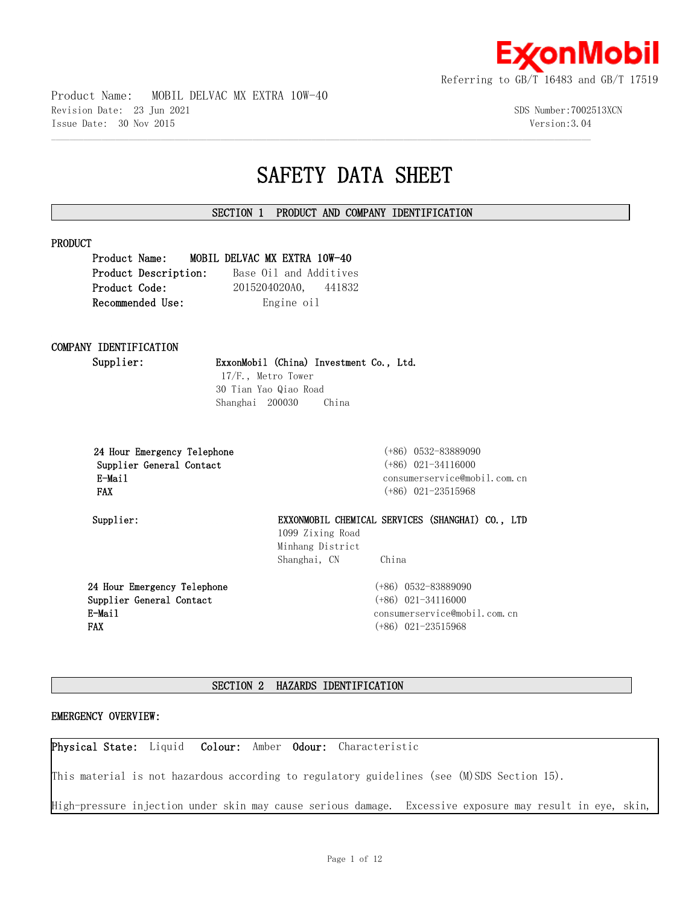ExxonMobil

Referring to GB/T 16483 and GB/T 17519

Product Name: MOBIL DELVAC MX EXTRA 10W-40
Revision Date: 23 Jun 2021
Issue Date: 30 Nov 2015

SDS Number:7002513XCN
Version:3.04

# SAFETY DATA SHEET

## SECTION 1 PRODUCT AND COMPANY IDENTIFICATION

### PRODUCT

**Product Name:** **MOBIL DELVAC MX EXTRA 10W-40**
**Product Description:** Base Oil and Additives
**Product Code:** 2015204020A0, 441832
**Recommended Use:** Engine oil

### COMPANY IDENTIFICATION

**Supplier:** **ExxonMobil (China) Investment Co., Ltd.**
17/F., Metro Tower
30 Tian Yao Qiao Road
Shanghai 200030 China

| | |
|---|---|
| **24 Hour Emergency Telephone** | (+86) 0532-83889090 |
| **Supplier General Contact** | (+86) 021-34116000 |
| **E-Mail** | consumerservice@mobil.com.cn |
| **FAX** | (+86) 021-23515968 |

**Supplier:** **EXXONMOBIL CHEMICAL SERVICES (SHANGHAI) CO., LTD**
1099 Zixing Road
Minhang District
Shanghai, CN China

| | |
|---|---|
| **24 Hour Emergency Telephone** | (+86) 0532-83889090 |
| **Supplier General Contact** | (+86) 021-34116000 |
| **E-Mail** | consumerservice@mobil.com.cn |
| **FAX** | (+86) 021-23515968 |

## SECTION 2 HAZARDS IDENTIFICATION

### EMERGENCY OVERVIEW:

**Physical State:** Liquid **Colour:** Amber **Odour:** Characteristic

This material is not hazardous according to regulatory guidelines (see (M)SDS Section 15).

High-pressure injection under skin may cause serious damage. Excessive exposure may result in eye, skin,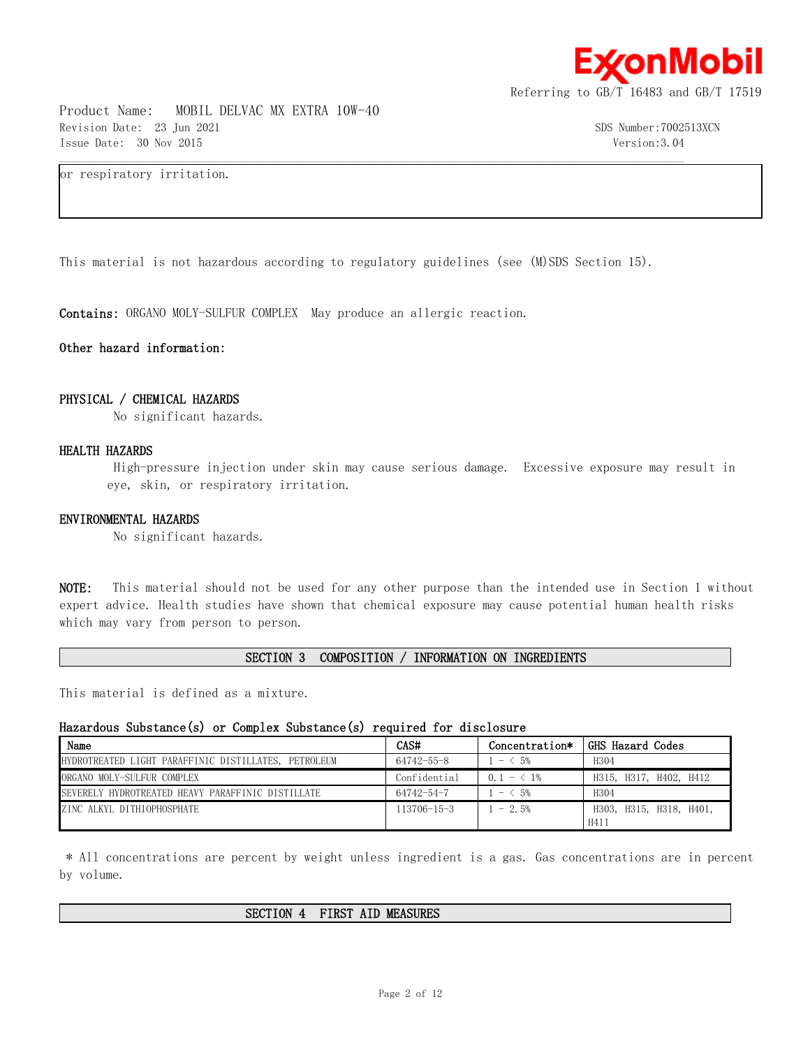or respiratory irritation.

This material is not hazardous according to regulatory guidelines (see (M)SDS Section 15).

**Contains:** ORGANO MOLY-SULFUR COMPLEX  May produce an allergic reaction.

**Other hazard information:**

### PHYSICAL / CHEMICAL HAZARDS

No significant hazards.

### HEALTH HAZARDS

High-pressure injection under skin may cause serious damage.  Excessive exposure may result in eye, skin, or respiratory irritation.

### ENVIRONMENTAL HAZARDS

No significant hazards.

**NOTE:** This material should not be used for any other purpose than the intended use in Section 1 without expert advice. Health studies have shown that chemical exposure may cause potential human health risks which may vary from person to person.

## SECTION 3 COMPOSITION / INFORMATION ON INGREDIENTS

This material is defined as a mixture.

### Hazardous Substance(s) or Complex Substance(s) required for disclosure

| Name | CAS# | Concentration* | GHS Hazard Codes |
|---|---|---|---|
| HYDROTREATED LIGHT PARAFFINIC DISTILLATES, PETROLEUM | 64742-55-8 | 1 - < 5% | H304 |
| ORGANO MOLY-SULFUR COMPLEX | Confidential | 0.1 - < 1% | H315, H317, H402, H412 |
| SEVERELY HYDROTREATED HEAVY PARAFFINIC DISTILLATE | 64742-54-7 | 1 - < 5% | H304 |
| ZINC ALKYL DITHIOPHOSPHATE | 113706-15-3 | 1 - 2.5% | H303, H315, H318, H401, H411 |

* All concentrations are percent by weight unless ingredient is a gas. Gas concentrations are in percent by volume.

## SECTION 4 FIRST AID MEASURES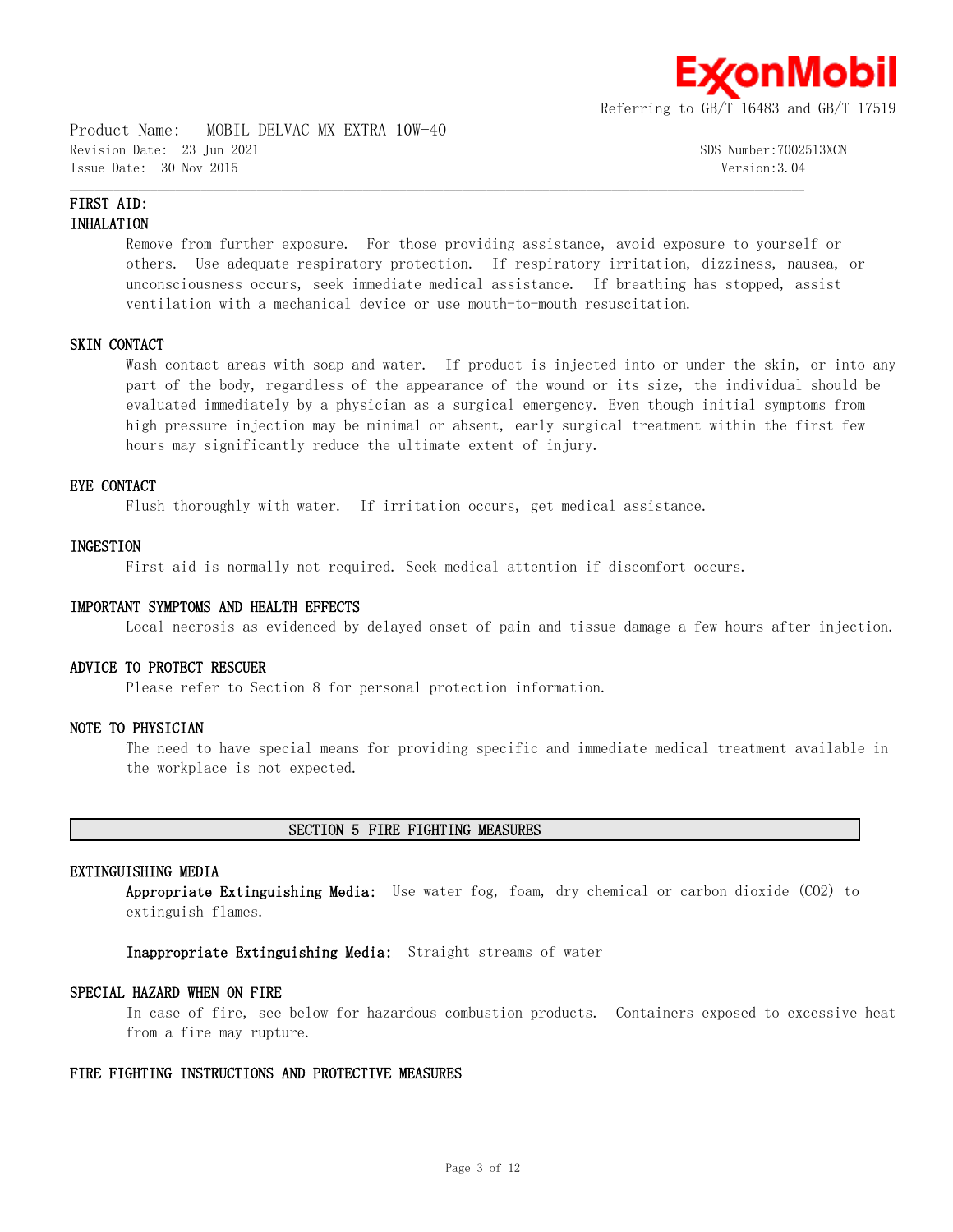## FIRST AID:

### INHALATION

Remove from further exposure. For those providing assistance, avoid exposure to yourself or others. Use adequate respiratory protection. If respiratory irritation, dizziness, nausea, or unconsciousness occurs, seek immediate medical assistance. If breathing has stopped, assist ventilation with a mechanical device or use mouth-to-mouth resuscitation.

### SKIN CONTACT

Wash contact areas with soap and water. If product is injected into or under the skin, or into any part of the body, regardless of the appearance of the wound or its size, the individual should be evaluated immediately by a physician as a surgical emergency. Even though initial symptoms from high pressure injection may be minimal or absent, early surgical treatment within the first few hours may significantly reduce the ultimate extent of injury.

### EYE CONTACT

Flush thoroughly with water. If irritation occurs, get medical assistance.

### INGESTION

First aid is normally not required. Seek medical attention if discomfort occurs.

### IMPORTANT SYMPTOMS AND HEALTH EFFECTS

Local necrosis as evidenced by delayed onset of pain and tissue damage a few hours after injection.

### ADVICE TO PROTECT RESCUER

Please refer to Section 8 for personal protection information.

### NOTE TO PHYSICIAN

The need to have special means for providing specific and immediate medical treatment available in the workplace is not expected.

## SECTION 5 FIRE FIGHTING MEASURES

### EXTINGUISHING MEDIA

**Appropriate Extinguishing Media:** Use water fog, foam, dry chemical or carbon dioxide ($CO_2$) to extinguish flames.

**Inappropriate Extinguishing Media:** Straight streams of water

### SPECIAL HAZARD WHEN ON FIRE

In case of fire, see below for hazardous combustion products. Containers exposed to excessive heat from a fire may rupture.

### FIRE FIGHTING INSTRUCTIONS AND PROTECTIVE MEASURES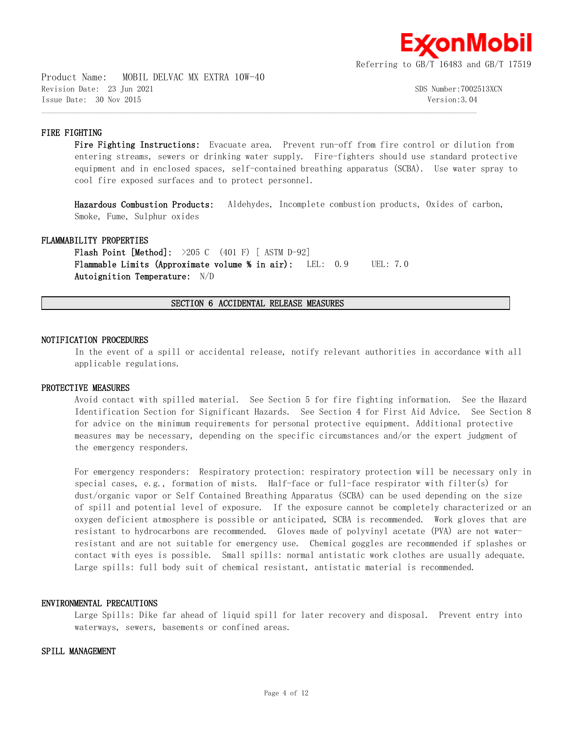### FIRE FIGHTING

**Fire Fighting Instructions:** Evacuate area. Prevent run-off from fire control or dilution from entering streams, sewers or drinking water supply. Fire-fighters should use standard protective equipment and in enclosed spaces, self-contained breathing apparatus (SCBA). Use water spray to cool fire exposed surfaces and to protect personnel.

**Hazardous Combustion Products:** Aldehydes, Incomplete combustion products, Oxides of carbon, Smoke, Fume, Sulphur oxides

### FLAMMABILITY PROPERTIES

**Flash Point [Method]:** >205 C (401 F) [ ASTM D-92]
**Flammable Limits (Approximate volume % in air):** LEL: 0.9 UEL: 7.0
**Autoignition Temperature:** N/D

## SECTION 6 ACCIDENTAL RELEASE MEASURES

### NOTIFICATION PROCEDURES

In the event of a spill or accidental release, notify relevant authorities in accordance with all applicable regulations.

### PROTECTIVE MEASURES

Avoid contact with spilled material. See Section 5 for fire fighting information. See the Hazard Identification Section for Significant Hazards. See Section 4 for First Aid Advice. See Section 8 for advice on the minimum requirements for personal protective equipment. Additional protective measures may be necessary, depending on the specific circumstances and/or the expert judgment of the emergency responders.

For emergency responders: Respiratory protection: respiratory protection will be necessary only in special cases, e.g., formation of mists. Half-face or full-face respirator with filter(s) for dust/organic vapor or Self Contained Breathing Apparatus (SCBA) can be used depending on the size of spill and potential level of exposure. If the exposure cannot be completely characterized or an oxygen deficient atmosphere is possible or anticipated, SCBA is recommended. Work gloves that are resistant to hydrocarbons are recommended. Gloves made of polyvinyl acetate (PVA) are not water-resistant and are not suitable for emergency use. Chemical goggles are recommended if splashes or contact with eyes is possible. Small spills: normal antistatic work clothes are usually adequate. Large spills: full body suit of chemical resistant, antistatic material is recommended.

### ENVIRONMENTAL PRECAUTIONS

Large Spills: Dike far ahead of liquid spill for later recovery and disposal. Prevent entry into waterways, sewers, basements or confined areas.

### SPILL MANAGEMENT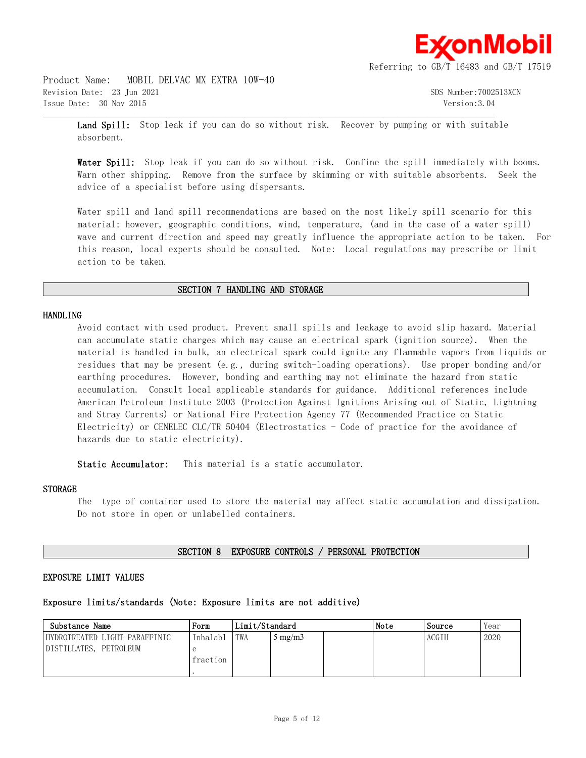**Land Spill:** Stop leak if you can do so without risk. Recover by pumping or with suitable absorbent.

**Water Spill:** Stop leak if you can do so without risk. Confine the spill immediately with booms. Warn other shipping. Remove from the surface by skimming or with suitable absorbents. Seek the advice of a specialist before using dispersants.

Water spill and land spill recommendations are based on the most likely spill scenario for this material; however, geographic conditions, wind, temperature, (and in the case of a water spill) wave and current direction and speed may greatly influence the appropriate action to be taken. For this reason, local experts should be consulted. Note: Local regulations may prescribe or limit action to be taken.

## SECTION 7 HANDLING AND STORAGE

### HANDLING

Avoid contact with used product. Prevent small spills and leakage to avoid slip hazard. Material can accumulate static charges which may cause an electrical spark (ignition source). When the material is handled in bulk, an electrical spark could ignite any flammable vapors from liquids or residues that may be present (e.g., during switch-loading operations). Use proper bonding and/or earthing procedures. However, bonding and earthing may not eliminate the hazard from static accumulation. Consult local applicable standards for guidance. Additional references include American Petroleum Institute 2003 (Protection Against Ignitions Arising out of Static, Lightning and Stray Currents) or National Fire Protection Agency 77 (Recommended Practice on Static Electricity) or CENELEC CLC/TR 50404 (Electrostatics - Code of practice for the avoidance of hazards due to static electricity).

**Static Accumulator:** This material is a static accumulator.

### STORAGE

The type of container used to store the material may affect static accumulation and dissipation. Do not store in open or unlabelled containers.

## SECTION 8 EXPOSURE CONTROLS / PERSONAL PROTECTION

### EXPOSURE LIMIT VALUES

**Exposure limits/standards (Note: Exposure limits are not additive)**

| Substance Name | Form | Limit/Standard | | | Note | Source | Year |
|---|---|---|---|---|---|---|---|
| HYDROTREATED LIGHT PARAFFINIC DISTILLATES, PETROLEUM | Inhalable fraction. | TWA | 5 mg/m3 | | | ACGIH | 2020 |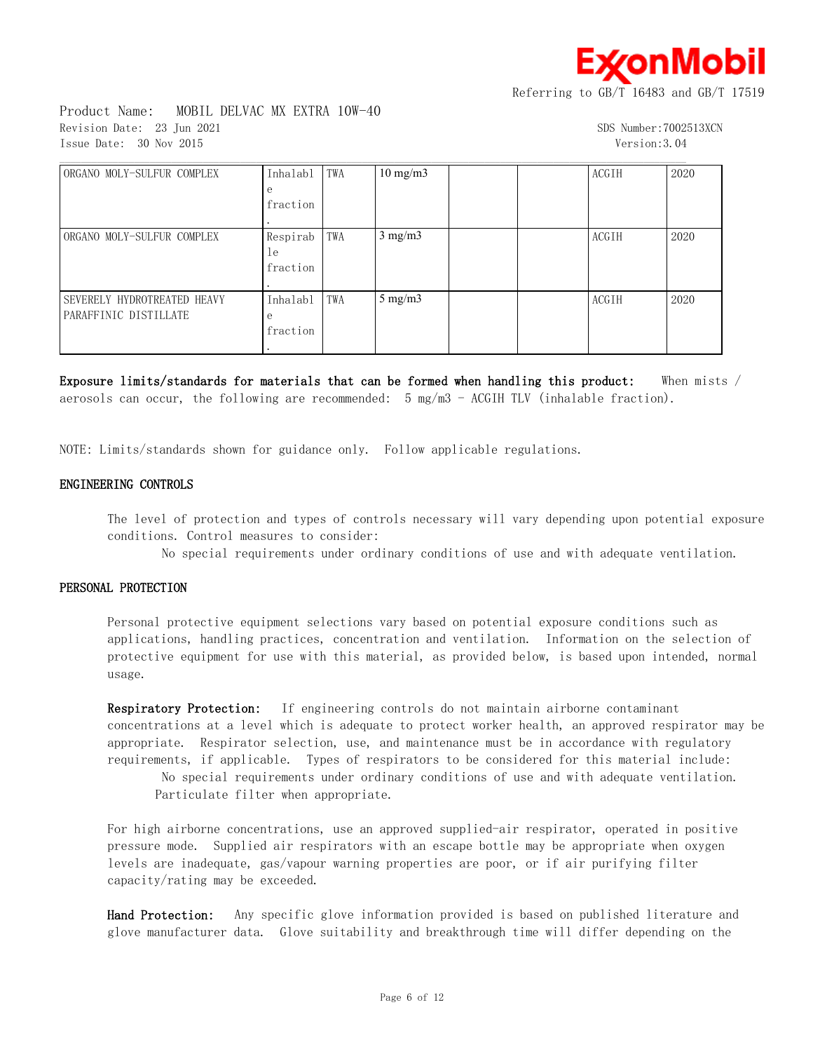| | | | | | | | |
|---|---|---|---|---|---|---|---|
| ORGANO MOLY-SULFUR COMPLEX | Inhalable fraction. | TWA | 10 mg/m3 | | | ACGIH | 2020 |
| ORGANO MOLY-SULFUR COMPLEX | Respirable fraction. | TWA | 3 mg/m3 | | | ACGIH | 2020 |
| SEVERELY HYDROTREATED HEAVY PARAFFINIC DISTILLATE | Inhalable fraction. | TWA | 5 mg/m3 | | | ACGIH | 2020 |

**Exposure limits/standards for materials that can be formed when handling this product:** When mists / aerosols can occur, the following are recommended: 5 mg/m3 - ACGIH TLV (inhalable fraction).

NOTE: Limits/standards shown for guidance only. Follow applicable regulations.

## ENGINEERING CONTROLS

The level of protection and types of controls necessary will vary depending upon potential exposure conditions. Control measures to consider:

No special requirements under ordinary conditions of use and with adequate ventilation.

## PERSONAL PROTECTION

Personal protective equipment selections vary based on potential exposure conditions such as applications, handling practices, concentration and ventilation. Information on the selection of protective equipment for use with this material, as provided below, is based upon intended, normal usage.

**Respiratory Protection:** If engineering controls do not maintain airborne contaminant concentrations at a level which is adequate to protect worker health, an approved respirator may be appropriate. Respirator selection, use, and maintenance must be in accordance with regulatory requirements, if applicable. Types of respirators to be considered for this material include:

No special requirements under ordinary conditions of use and with adequate ventilation.
Particulate filter when appropriate.

For high airborne concentrations, use an approved supplied-air respirator, operated in positive pressure mode. Supplied air respirators with an escape bottle may be appropriate when oxygen levels are inadequate, gas/vapour warning properties are poor, or if air purifying filter capacity/rating may be exceeded.

**Hand Protection:** Any specific glove information provided is based on published literature and glove manufacturer data. Glove suitability and breakthrough time will differ depending on the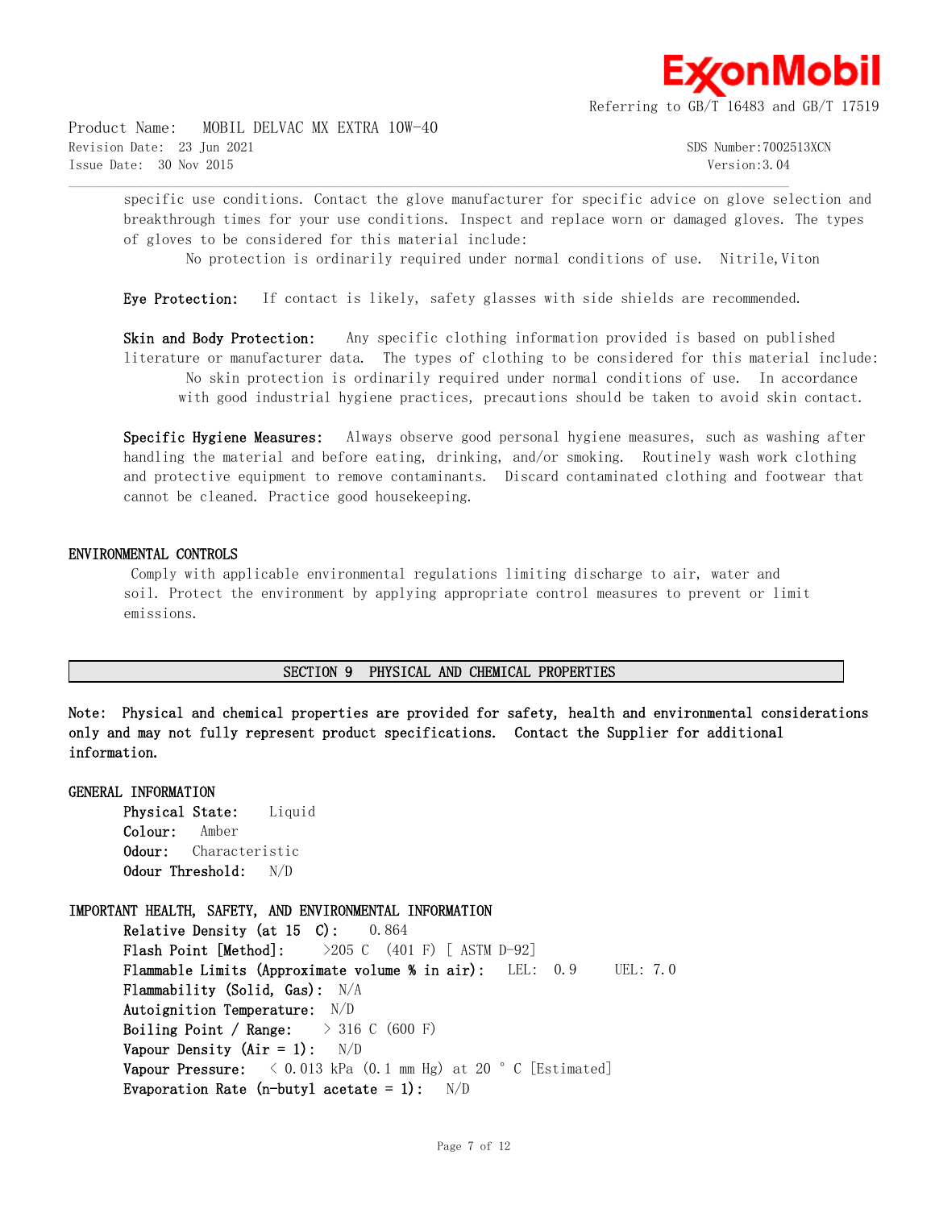specific use conditions. Contact the glove manufacturer for specific advice on glove selection and breakthrough times for your use conditions. Inspect and replace worn or damaged gloves. The types of gloves to be considered for this material include:

No protection is ordinarily required under normal conditions of use. Nitrile,Viton

**Eye Protection:** If contact is likely, safety glasses with side shields are recommended.

**Skin and Body Protection:** Any specific clothing information provided is based on published literature or manufacturer data. The types of clothing to be considered for this material include:

No skin protection is ordinarily required under normal conditions of use. In accordance with good industrial hygiene practices, precautions should be taken to avoid skin contact.

**Specific Hygiene Measures:** Always observe good personal hygiene measures, such as washing after handling the material and before eating, drinking, and/or smoking. Routinely wash work clothing and protective equipment to remove contaminants. Discard contaminated clothing and footwear that cannot be cleaned. Practice good housekeeping.

### ENVIRONMENTAL CONTROLS

Comply with applicable environmental regulations limiting discharge to air, water and soil. Protect the environment by applying appropriate control measures to prevent or limit emissions.

## SECTION 9 PHYSICAL AND CHEMICAL PROPERTIES

**Note: Physical and chemical properties are provided for safety, health and environmental considerations only and may not fully represent product specifications. Contact the Supplier for additional information.**

### GENERAL INFORMATION

**Physical State:** Liquid
**Colour:** Amber
**Odour:** Characteristic
**Odour Threshold:** N/D

### IMPORTANT HEALTH, SAFETY, AND ENVIRONMENTAL INFORMATION

**Relative Density (at 15 C):** 0.864
**Flash Point [Method]:** >205 C (401 F) [ ASTM D-92]
**Flammable Limits (Approximate volume % in air):** LEL: 0.9 UEL: 7.0
**Flammability (Solid, Gas):** N/A
**Autoignition Temperature:** N/D
**Boiling Point / Range:** > 316 C (600 F)
**Vapour Density (Air = 1):** N/D
**Vapour Pressure:** < 0.013 kPa (0.1 mm Hg) at 20 °C [Estimated]
**Evaporation Rate (n-butyl acetate = 1):** N/D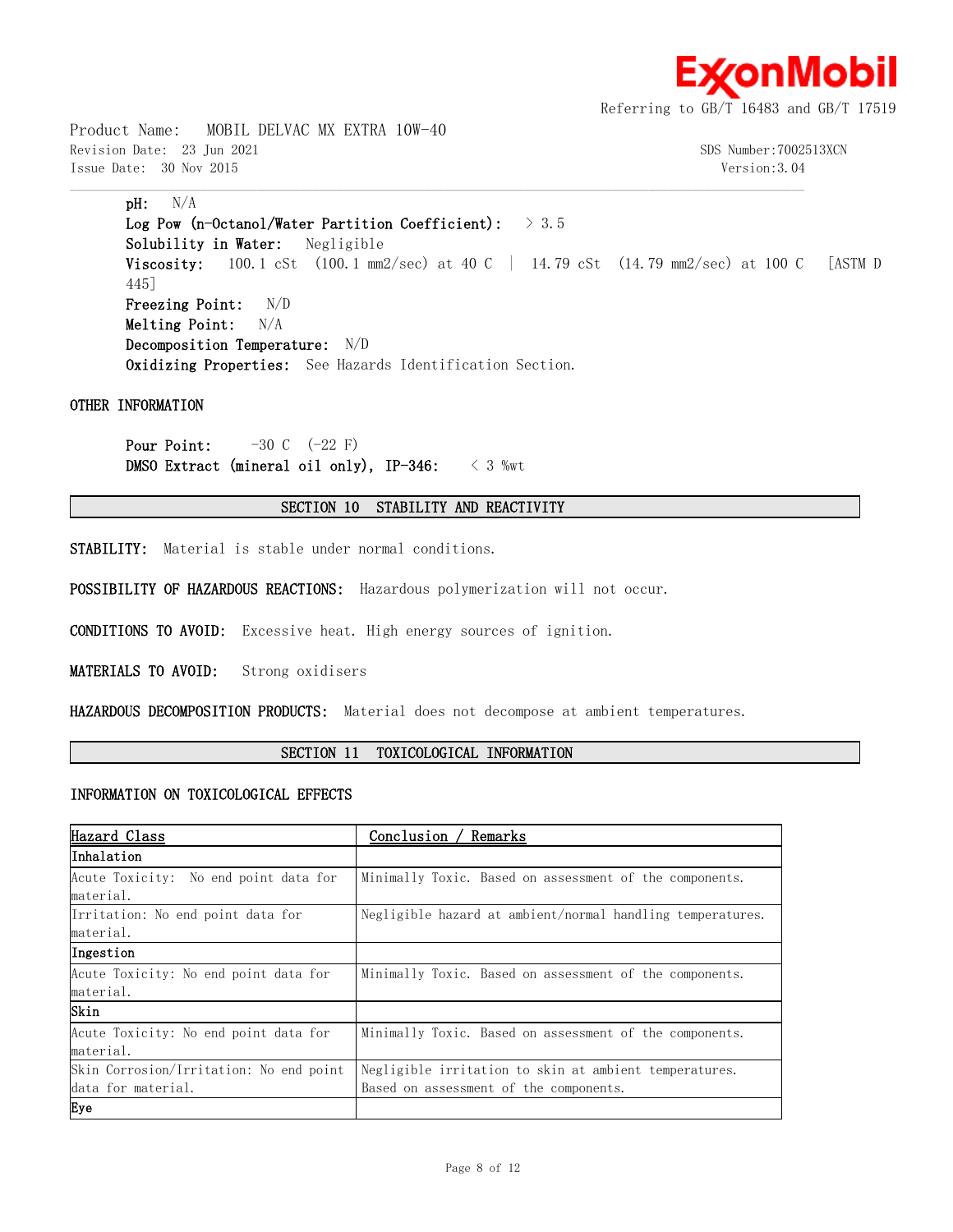**pH:** N/A
**Log Pow (n-Octanol/Water Partition Coefficient):** > 3.5
**Solubility in Water:** Negligible
**Viscosity:** 100.1 cSt (100.1 mm2/sec) at 40 C | 14.79 cSt (14.79 mm2/sec) at 100 C [ASTM D 445]
**Freezing Point:** N/D
**Melting Point:** N/A
**Decomposition Temperature:** N/D
**Oxidizing Properties:** See Hazards Identification Section.

OTHER INFORMATION

**Pour Point:** -30 C (-22 F)
**DMSO Extract (mineral oil only), IP-346:** < 3 %wt

## SECTION 10 STABILITY AND REACTIVITY

**STABILITY:** Material is stable under normal conditions.

**POSSIBILITY OF HAZARDOUS REACTIONS:** Hazardous polymerization will not occur.

**CONDITIONS TO AVOID:** Excessive heat. High energy sources of ignition.

**MATERIALS TO AVOID:** Strong oxidisers

**HAZARDOUS DECOMPOSITION PRODUCTS:** Material does not decompose at ambient temperatures.

## SECTION 11 TOXICOLOGICAL INFORMATION

INFORMATION ON TOXICOLOGICAL EFFECTS

| Hazard Class | Conclusion / Remarks |
|---|---|
| **Inhalation** | |
| Acute Toxicity: No end point data for material. | Minimally Toxic. Based on assessment of the components. |
| Irritation: No end point data for material. | Negligible hazard at ambient/normal handling temperatures. |
| **Ingestion** | |
| Acute Toxicity: No end point data for material. | Minimally Toxic. Based on assessment of the components. |
| **Skin** | |
| Acute Toxicity: No end point data for material. | Minimally Toxic. Based on assessment of the components. |
| Skin Corrosion/Irritation: No end point data for material. | Negligible irritation to skin at ambient temperatures. Based on assessment of the components. |
| **Eye** | |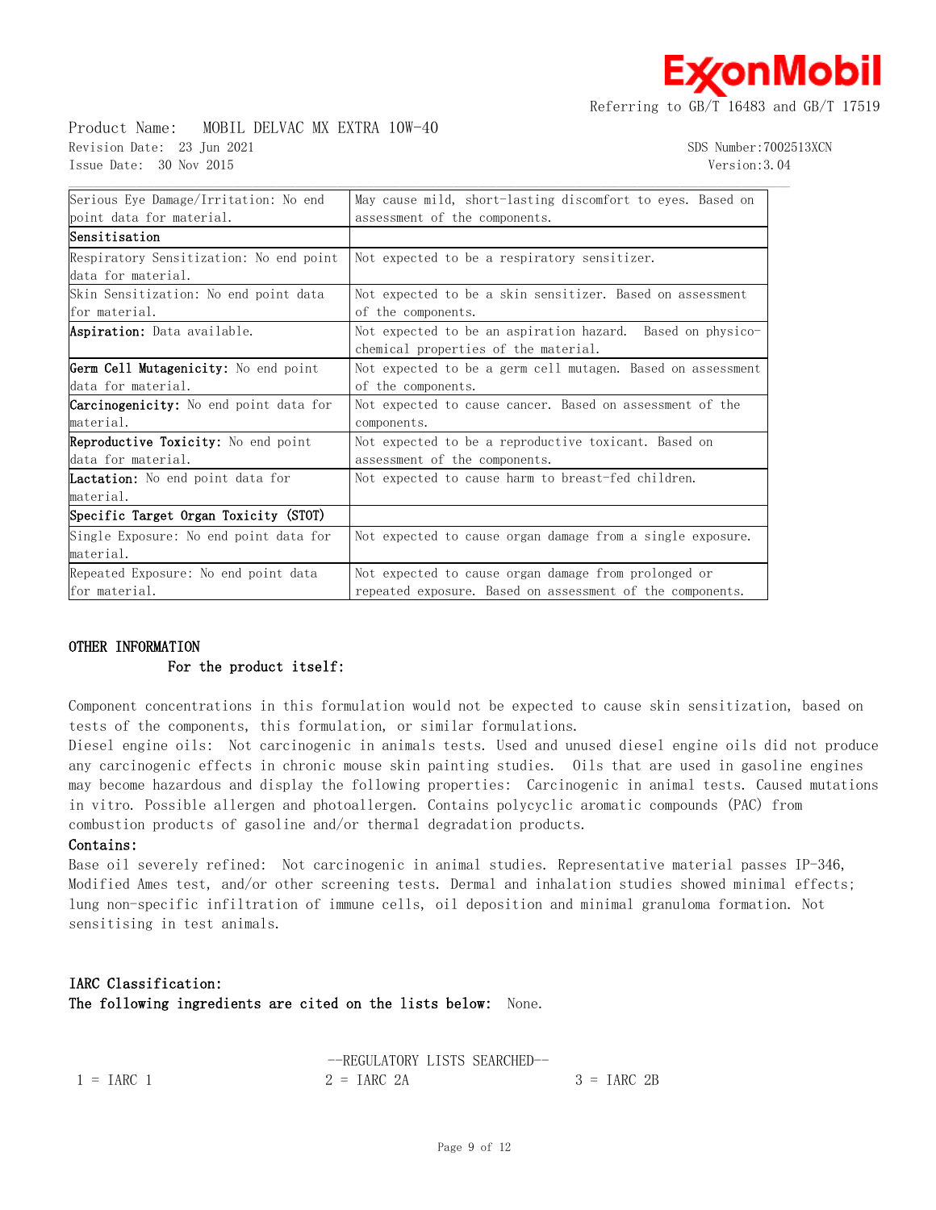| | |
|---|---|
| Serious Eye Damage/Irritation: No end point data for material. | May cause mild, short-lasting discomfort to eyes. Based on assessment of the components. |
| **Sensitisation** | |
| Respiratory Sensitization: No end point data for material. | Not expected to be a respiratory sensitizer. |
| Skin Sensitization: No end point data for material. | Not expected to be a skin sensitizer. Based on assessment of the components. |
| **Aspiration:** Data available. | Not expected to be an aspiration hazard. Based on physico-chemical properties of the material. |
| **Germ Cell Mutagenicity:** No end point data for material. | Not expected to be a germ cell mutagen. Based on assessment of the components. |
| **Carcinogenicity:** No end point data for material. | Not expected to cause cancer. Based on assessment of the components. |
| **Reproductive Toxicity:** No end point data for material. | Not expected to be a reproductive toxicant. Based on assessment of the components. |
| **Lactation:** No end point data for material. | Not expected to cause harm to breast-fed children. |
| **Specific Target Organ Toxicity (STOT)** | |
| Single Exposure: No end point data for material. | Not expected to cause organ damage from a single exposure. |
| Repeated Exposure: No end point data for material. | Not expected to cause organ damage from prolonged or repeated exposure. Based on assessment of the components. |

## OTHER INFORMATION

**For the product itself:**

Component concentrations in this formulation would not be expected to cause skin sensitization, based on tests of the components, this formulation, or similar formulations.
Diesel engine oils: Not carcinogenic in animals tests. Used and unused diesel engine oils did not produce any carcinogenic effects in chronic mouse skin painting studies. Oils that are used in gasoline engines may become hazardous and display the following properties: Carcinogenic in animal tests. Caused mutations in vitro. Possible allergen and photoallergen. Contains polycyclic aromatic compounds (PAC) from combustion products of gasoline and/or thermal degradation products.

**Contains:**

Base oil severely refined: Not carcinogenic in animal studies. Representative material passes IP-346, Modified Ames test, and/or other screening tests. Dermal and inhalation studies showed minimal effects; lung non-specific infiltration of immune cells, oil deposition and minimal granuloma formation. Not sensitising in test animals.

**IARC Classification:**

**The following ingredients are cited on the lists below:** None.

--REGULATORY LISTS SEARCHED--

1 = IARC 1 2 = IARC 2A 3 = IARC 2B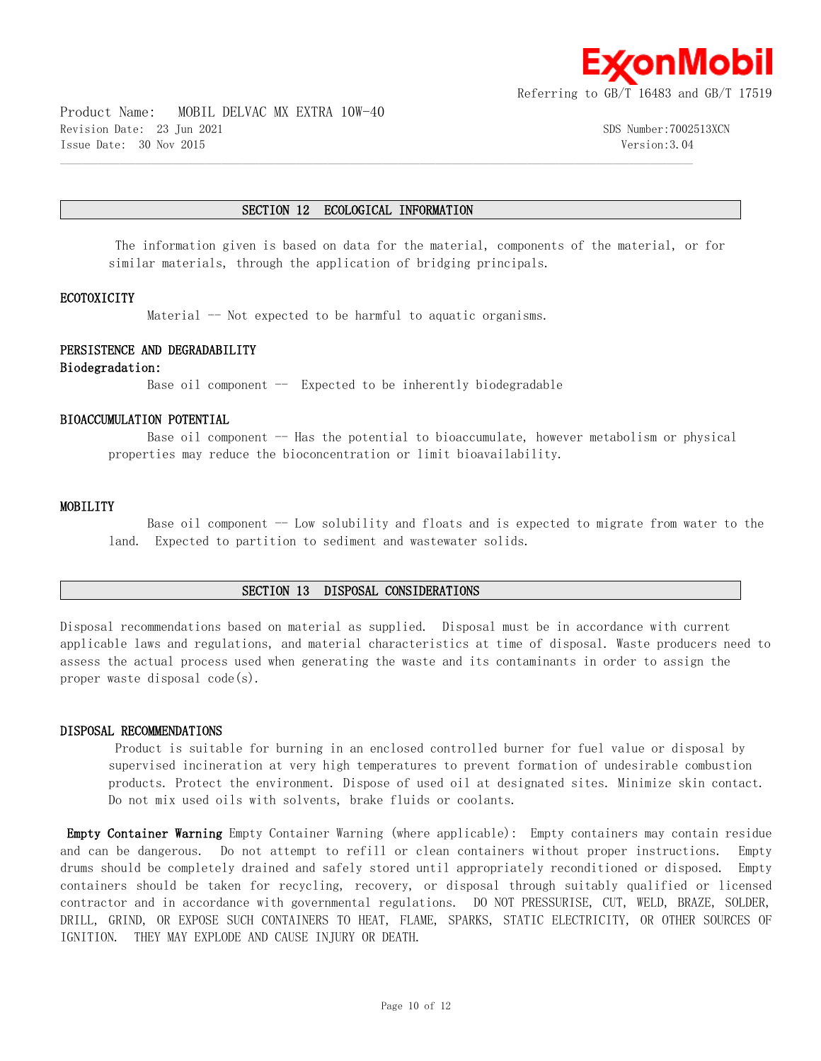## SECTION 12 ECOLOGICAL INFORMATION

The information given is based on data for the material, components of the material, or for similar materials, through the application of bridging principals.

### ECOTOXICITY

Material -- Not expected to be harmful to aquatic organisms.

### PERSISTENCE AND DEGRADABILITY

**Biodegradation:**

Base oil component -- Expected to be inherently biodegradable

### BIOACCUMULATION POTENTIAL

Base oil component -- Has the potential to bioaccumulate, however metabolism or physical properties may reduce the bioconcentration or limit bioavailability.

### MOBILITY

Base oil component -- Low solubility and floats and is expected to migrate from water to the land. Expected to partition to sediment and wastewater solids.

## SECTION 13 DISPOSAL CONSIDERATIONS

Disposal recommendations based on material as supplied. Disposal must be in accordance with current applicable laws and regulations, and material characteristics at time of disposal. Waste producers need to assess the actual process used when generating the waste and its contaminants in order to assign the proper waste disposal code(s).

### DISPOSAL RECOMMENDATIONS

Product is suitable for burning in an enclosed controlled burner for fuel value or disposal by supervised incineration at very high temperatures to prevent formation of undesirable combustion products. Protect the environment. Dispose of used oil at designated sites. Minimize skin contact. Do not mix used oils with solvents, brake fluids or coolants.

**Empty Container Warning** Empty Container Warning (where applicable): Empty containers may contain residue and can be dangerous. Do not attempt to refill or clean containers without proper instructions. Empty drums should be completely drained and safely stored until appropriately reconditioned or disposed. Empty containers should be taken for recycling, recovery, or disposal through suitably qualified or licensed contractor and in accordance with governmental regulations. DO NOT PRESSURISE, CUT, WELD, BRAZE, SOLDER, DRILL, GRIND, OR EXPOSE SUCH CONTAINERS TO HEAT, FLAME, SPARKS, STATIC ELECTRICITY, OR OTHER SOURCES OF IGNITION. THEY MAY EXPLODE AND CAUSE INJURY OR DEATH.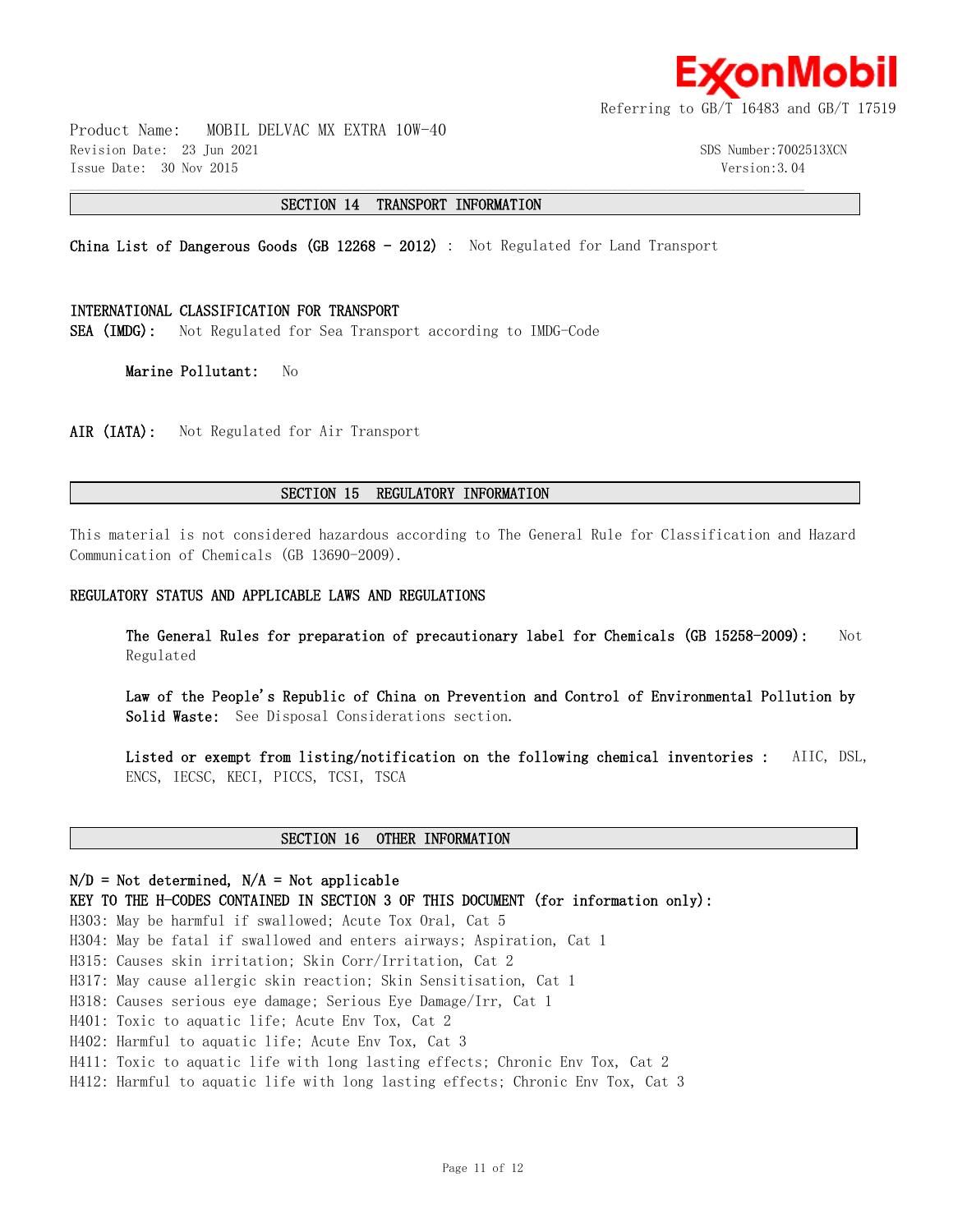## SECTION 14 TRANSPORT INFORMATION

**China List of Dangerous Goods (GB 12268 - 2012)** : Not Regulated for Land Transport

**INTERNATIONAL CLASSIFICATION FOR TRANSPORT**

**SEA (IMDG):** Not Regulated for Sea Transport according to IMDG-Code

**Marine Pollutant:** No

**AIR (IATA):** Not Regulated for Air Transport

## SECTION 15 REGULATORY INFORMATION

This material is not considered hazardous according to The General Rule for Classification and Hazard Communication of Chemicals (GB 13690-2009).

**REGULATORY STATUS AND APPLICABLE LAWS AND REGULATIONS**

**The General Rules for preparation of precautionary label for Chemicals (GB 15258-2009):** Not Regulated

**Law of the People's Republic of China on Prevention and Control of Environmental Pollution by Solid Waste:** See Disposal Considerations section.

**Listed or exempt from listing/notification on the following chemical inventories :** AIIC, DSL, ENCS, IECSC, KECI, PICCS, TCSI, TSCA

## SECTION 16 OTHER INFORMATION

**N/D = Not determined, N/A = Not applicable**

**KEY TO THE H-CODES CONTAINED IN SECTION 3 OF THIS DOCUMENT (for information only):**

H303: May be harmful if swallowed; Acute Tox Oral, Cat 5
H304: May be fatal if swallowed and enters airways; Aspiration, Cat 1
H315: Causes skin irritation; Skin Corr/Irritation, Cat 2
H317: May cause allergic skin reaction; Skin Sensitisation, Cat 1
H318: Causes serious eye damage; Serious Eye Damage/Irr, Cat 1
H401: Toxic to aquatic life; Acute Env Tox, Cat 2
H402: Harmful to aquatic life; Acute Env Tox, Cat 3
H411: Toxic to aquatic life with long lasting effects; Chronic Env Tox, Cat 2
H412: Harmful to aquatic life with long lasting effects; Chronic Env Tox, Cat 3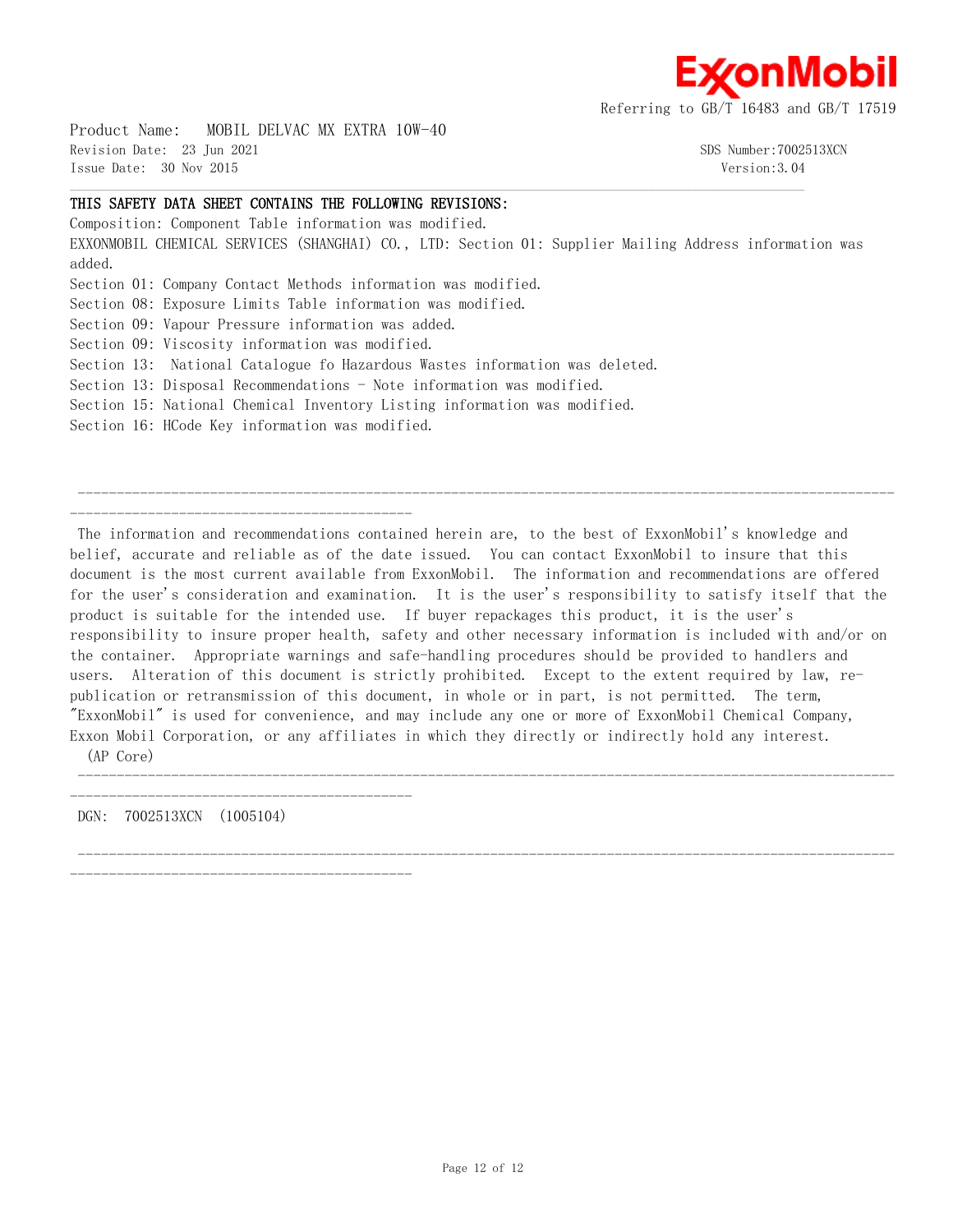THIS SAFETY DATA SHEET CONTAINS THE FOLLOWING REVISIONS:

Composition: Component Table information was modified.

EXXONMOBIL CHEMICAL SERVICES (SHANGHAI) CO., LTD: Section 01: Supplier Mailing Address information was added.

Section 01: Company Contact Methods information was modified.

Section 08: Exposure Limits Table information was modified.

Section 09: Vapour Pressure information was added.

Section 09: Viscosity information was modified.

Section 13: National Catalogue fo Hazardous Wastes information was deleted.

Section 13: Disposal Recommendations - Note information was modified.

Section 15: National Chemical Inventory Listing information was modified.

Section 16: HCode Key information was modified.

---

The information and recommendations contained herein are, to the best of ExxonMobil's knowledge and belief, accurate and reliable as of the date issued. You can contact ExxonMobil to insure that this document is the most current available from ExxonMobil. The information and recommendations are offered for the user's consideration and examination. It is the user's responsibility to satisfy itself that the product is suitable for the intended use. If buyer repackages this product, it is the user's responsibility to insure proper health, safety and other necessary information is included with and/or on the container. Appropriate warnings and safe-handling procedures should be provided to handlers and users. Alteration of this document is strictly prohibited. Except to the extent required by law, re-publication or retransmission of this document, in whole or in part, is not permitted. The term, "ExxonMobil" is used for convenience, and may include any one or more of ExxonMobil Chemical Company, Exxon Mobil Corporation, or any affiliates in which they directly or indirectly hold any interest.

(AP Core)

---

DGN: 7002513XCN (1005104)

---